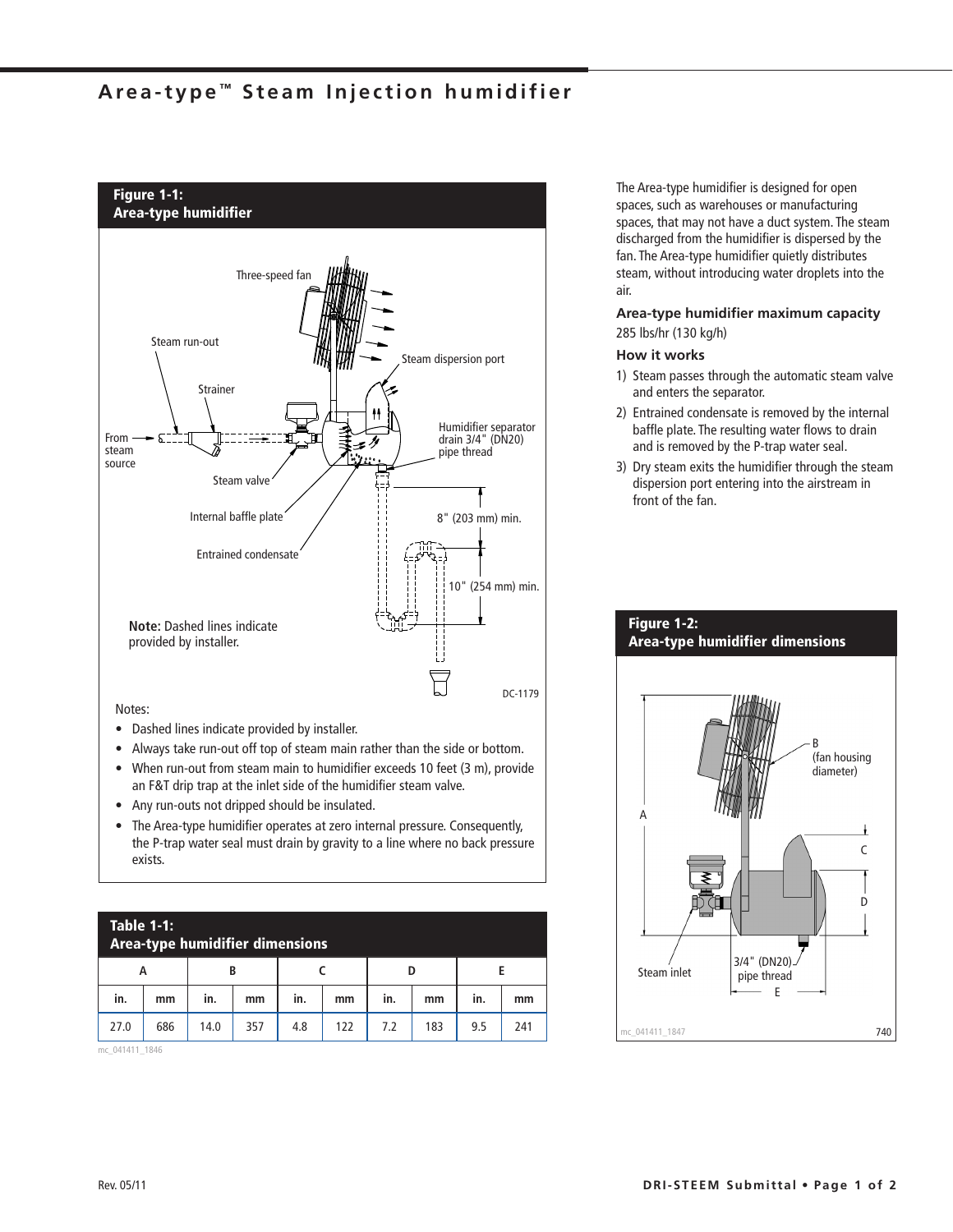# Area-type™ Steam Injection humidifier

**Figure 1-1: Area-type humidifier**

Three-speed fan

Steam run-out

Steam dispersion port

Strainer

From steam source

Humidifier separator drain 3/4" (DN20) pipe thread

Steam valve

Internal baffle plate

8" (203 mm) min.

Entrained condensate

10" (254 mm) min.

**Note:** Dashed lines indicate provided by installer.

DC-1179

Notes:

- Dashed lines indicate provided by installer.
- Always take run-out off top of steam main rather than the side or bottom.
- When run-out from steam main to humidifier exceeds 10 feet (3 m), provide an F&T drip trap at the inlet side of the humidifier steam valve.
- Any run-outs not dripped should be insulated.
- The Area-type humidifier operates at zero internal pressure. Consequently, the P-trap water seal must drain by gravity to a line where no back pressure exists.

**Table 1-1: Area-type humidifier dimensions**

| A | | B | | C | | D | | E | |
|---|---|---|---|---|---|---|---|---|---|
| in. | mm | in. | mm | in. | mm | in. | mm | in. | mm |
| 27.0 | 686 | 14.0 | 357 | 4.8 | 122 | 7.2 | 183 | 9.5 | 241 |

mc_041411_1846

The Area-type humidifier is designed for open spaces, such as warehouses or manufacturing spaces, that may not have a duct system. The steam discharged from the humidifier is dispersed by the fan. The Area-type humidifier quietly distributes steam, without introducing water droplets into the air.

### Area-type humidifier maximum capacity

285 lbs/hr (130 kg/h)

### How it works

1) Steam passes through the automatic steam valve and enters the separator.
2) Entrained condensate is removed by the internal baffle plate. The resulting water flows to drain and is removed by the P-trap water seal.
3) Dry steam exits the humidifier through the steam dispersion port entering into the airstream in front of the fan.

**Figure 1-2: Area-type humidifier dimensions**

A

B (fan housing diameter)

C

D

Steam inlet

3/4" (DN20) pipe thread

E

mc_041411_1847

740

Rev. 05/11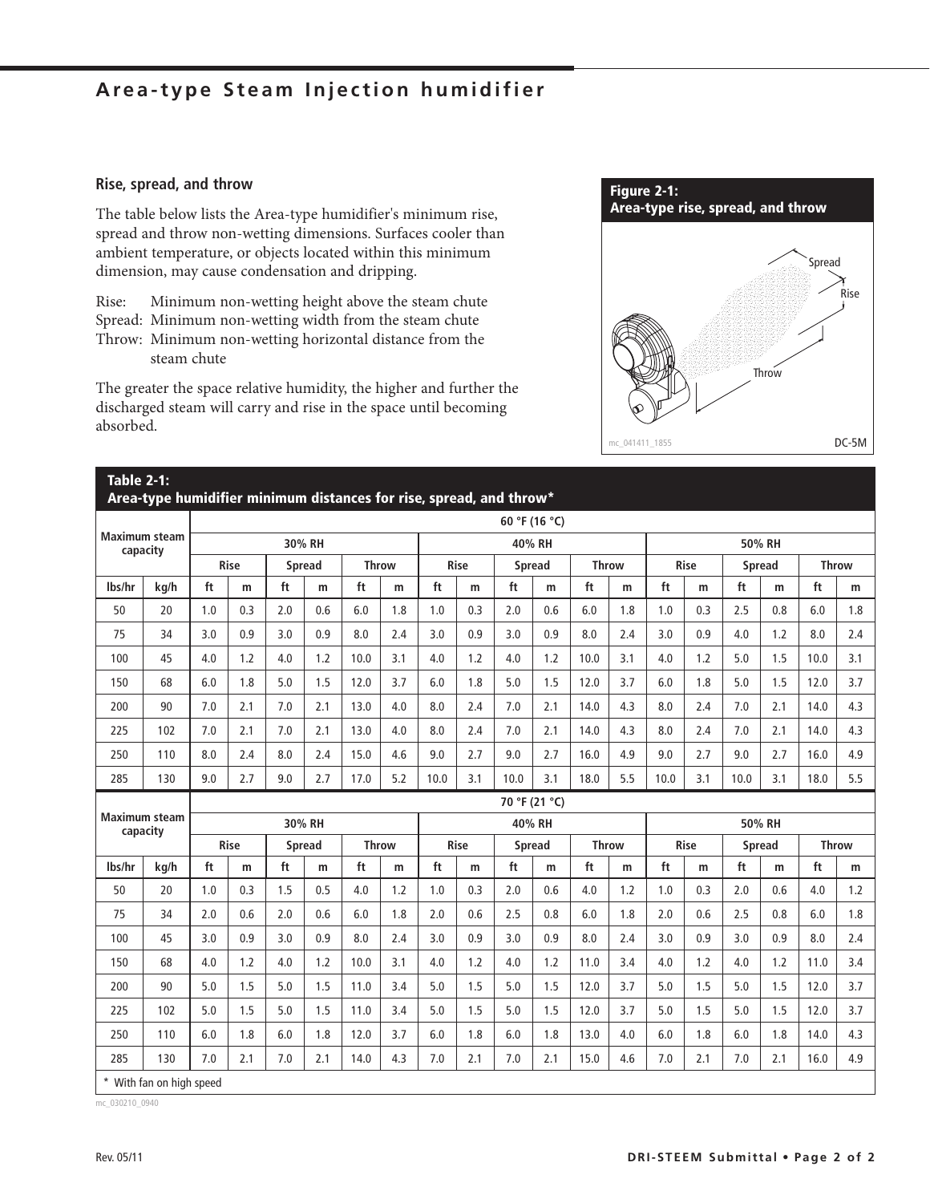# Area-type Steam Injection humidifier

## Rise, spread, and throw

The table below lists the Area-type humidifier's minimum rise, spread and throw non-wetting dimensions. Surfaces cooler than ambient temperature, or objects located within this minimum dimension, may cause condensation and dripping.

Rise: Minimum non-wetting height above the steam chute
Spread: Minimum non-wetting width from the steam chute
Throw: Minimum non-wetting horizontal distance from the steam chute

The greater the space relative humidity, the higher and further the discharged steam will carry and rise in the space until becoming absorbed.

**Figure 2-1: Area-type rise, spread, and throw**

Spread
Rise
Throw

mc_041411_1855 DC-5M

**Table 2-1: Area-type humidifier minimum distances for rise, spread, and throw***

| Maximum steam capacity | | 60 °F (16 °C) | | | | | | | | | | | | | | | | | |
|---|---|---|---|---|---|---|---|---|---|---|---|---|---|---|---|---|---|---|---|
| | | 30% RH | | | | | | 40% RH | | | | | | 50% RH | | | | | |
| | | Rise | | Spread | | Throw | | Rise | | Spread | | Throw | | Rise | | Spread | | Throw | |
| lbs/hr | kg/h | ft | m | ft | m | ft | m | ft | m | ft | m | ft | m | ft | m | ft | m | ft | m |
| 50 | 20 | 1.0 | 0.3 | 2.0 | 0.6 | 6.0 | 1.8 | 1.0 | 0.3 | 2.0 | 0.6 | 6.0 | 1.8 | 1.0 | 0.3 | 2.5 | 0.8 | 6.0 | 1.8 |
| 75 | 34 | 3.0 | 0.9 | 3.0 | 0.9 | 8.0 | 2.4 | 3.0 | 0.9 | 3.0 | 0.9 | 8.0 | 2.4 | 3.0 | 0.9 | 4.0 | 1.2 | 8.0 | 2.4 |
| 100 | 45 | 4.0 | 1.2 | 4.0 | 1.2 | 10.0 | 3.1 | 4.0 | 1.2 | 4.0 | 1.2 | 10.0 | 3.1 | 4.0 | 1.2 | 5.0 | 1.5 | 10.0 | 3.1 |
| 150 | 68 | 6.0 | 1.8 | 5.0 | 1.5 | 12.0 | 3.7 | 6.0 | 1.8 | 5.0 | 1.5 | 12.0 | 3.7 | 6.0 | 1.8 | 5.0 | 1.5 | 12.0 | 3.7 |
| 200 | 90 | 7.0 | 2.1 | 7.0 | 2.1 | 13.0 | 4.0 | 8.0 | 2.4 | 7.0 | 2.1 | 14.0 | 4.3 | 8.0 | 2.4 | 7.0 | 2.1 | 14.0 | 4.3 |
| 225 | 102 | 7.0 | 2.1 | 7.0 | 2.1 | 13.0 | 4.0 | 8.0 | 2.4 | 7.0 | 2.1 | 14.0 | 4.3 | 8.0 | 2.4 | 7.0 | 2.1 | 14.0 | 4.3 |
| 250 | 110 | 8.0 | 2.4 | 8.0 | 2.4 | 15.0 | 4.6 | 9.0 | 2.7 | 9.0 | 2.7 | 16.0 | 4.9 | 9.0 | 2.7 | 9.0 | 2.7 | 16.0 | 4.9 |
| 285 | 130 | 9.0 | 2.7 | 9.0 | 2.7 | 17.0 | 5.2 | 10.0 | 3.1 | 10.0 | 3.1 | 18.0 | 5.5 | 10.0 | 3.1 | 10.0 | 3.1 | 18.0 | 5.5 |
| Maximum steam capacity | | 70 °F (21 °C) | | | | | | | | | | | | | | | | | |
| | | 30% RH | | | | | | 40% RH | | | | | | 50% RH | | | | | |
| | | Rise | | Spread | | Throw | | Rise | | Spread | | Throw | | Rise | | Spread | | Throw | |
| lbs/hr | kg/h | ft | m | ft | m | ft | m | ft | m | ft | m | ft | m | ft | m | ft | m | ft | m |
| 50 | 20 | 1.0 | 0.3 | 1.5 | 0.5 | 4.0 | 1.2 | 1.0 | 0.3 | 2.0 | 0.6 | 4.0 | 1.2 | 1.0 | 0.3 | 2.0 | 0.6 | 4.0 | 1.2 |
| 75 | 34 | 2.0 | 0.6 | 2.0 | 0.6 | 6.0 | 1.8 | 2.0 | 0.6 | 2.5 | 0.8 | 6.0 | 1.8 | 2.0 | 0.6 | 2.5 | 0.8 | 6.0 | 1.8 |
| 100 | 45 | 3.0 | 0.9 | 3.0 | 0.9 | 8.0 | 2.4 | 3.0 | 0.9 | 3.0 | 0.9 | 8.0 | 2.4 | 3.0 | 0.9 | 3.0 | 0.9 | 8.0 | 2.4 |
| 150 | 68 | 4.0 | 1.2 | 4.0 | 1.2 | 10.0 | 3.1 | 4.0 | 1.2 | 4.0 | 1.2 | 11.0 | 3.4 | 4.0 | 1.2 | 4.0 | 1.2 | 11.0 | 3.4 |
| 200 | 90 | 5.0 | 1.5 | 5.0 | 1.5 | 11.0 | 3.4 | 5.0 | 1.5 | 5.0 | 1.5 | 12.0 | 3.7 | 5.0 | 1.5 | 5.0 | 1.5 | 12.0 | 3.7 |
| 225 | 102 | 5.0 | 1.5 | 5.0 | 1.5 | 11.0 | 3.4 | 5.0 | 1.5 | 5.0 | 1.5 | 12.0 | 3.7 | 5.0 | 1.5 | 5.0 | 1.5 | 12.0 | 3.7 |
| 250 | 110 | 6.0 | 1.8 | 6.0 | 1.8 | 12.0 | 3.7 | 6.0 | 1.8 | 6.0 | 1.8 | 13.0 | 4.0 | 6.0 | 1.8 | 6.0 | 1.8 | 14.0 | 4.3 |
| 285 | 130 | 7.0 | 2.1 | 7.0 | 2.1 | 14.0 | 4.3 | 7.0 | 2.1 | 7.0 | 2.1 | 15.0 | 4.6 | 7.0 | 2.1 | 7.0 | 2.1 | 16.0 | 4.9 |

\* With fan on high speed

mc_030210_0940

Rev. 05/11